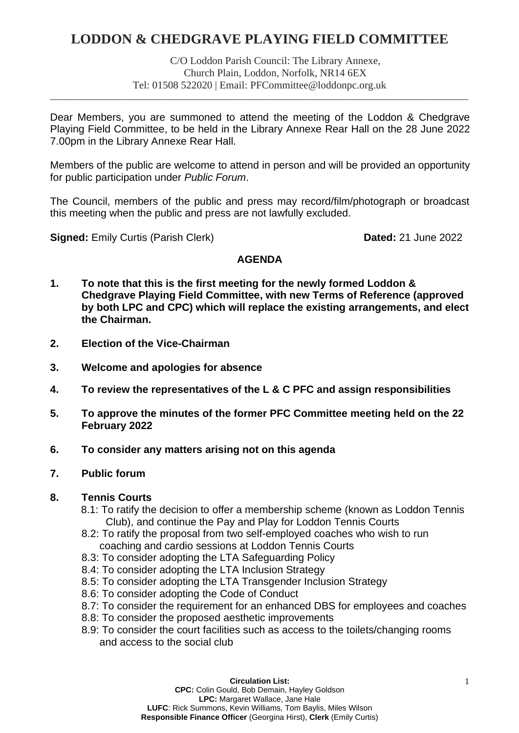# LODDON & CHEDGRAVE PLAYING FIELD COMMITTEE

C/O Loddon Parish Council: The Library Annexe,
Church Plain, Loddon, Norfolk, NR14 6EX
Tel: 01508 522020 | Email: PFCommittee@loddonpc.org.uk

---

Dear Members, you are summoned to attend the meeting of the Loddon & Chedgrave Playing Field Committee, to be held in the Library Annexe Rear Hall on the 28 June 2022 7.00pm in the Library Annexe Rear Hall.

Members of the public are welcome to attend in person and will be provided an opportunity for public participation under *Public Forum*.

The Council, members of the public and press may record/film/photograph or broadcast this meeting when the public and press are not lawfully excluded.

**Signed:** Emily Curtis (Parish Clerk) **Dated:** 21 June 2022

## AGENDA

1. **To note that this is the first meeting for the newly formed Loddon & Chedgrave Playing Field Committee, with new Terms of Reference (approved by both LPC and CPC) which will replace the existing arrangements, and elect the Chairman.**

2. **Election of the Vice-Chairman**

3. **Welcome and apologies for absence**

4. **To review the representatives of the L & C PFC and assign responsibilities**

5. **To approve the minutes of the former PFC Committee meeting held on the 22 February 2022**

6. **To consider any matters arising not on this agenda**

7. **Public forum**

8. **Tennis Courts**
   - 8.1: To ratify the decision to offer a membership scheme (known as Loddon Tennis Club), and continue the Pay and Play for Loddon Tennis Courts
   - 8.2: To ratify the proposal from two self-employed coaches who wish to run coaching and cardio sessions at Loddon Tennis Courts
   - 8.3: To consider adopting the LTA Safeguarding Policy
   - 8.4: To consider adopting the LTA Inclusion Strategy
   - 8.5: To consider adopting the LTA Transgender Inclusion Strategy
   - 8.6: To consider adopting the Code of Conduct
   - 8.7: To consider the requirement for an enhanced DBS for employees and coaches
   - 8.8: To consider the proposed aesthetic improvements
   - 8.9: To consider the court facilities such as access to the toilets/changing rooms and access to the social club

**Circulation List:**
**CPC:** Colin Gould, Bob Demain, Hayley Goldson
**LPC:** Margaret Wallace, Jane Hale
**LUFC**: Rick Summons, Kevin Williams, Tom Baylis, Miles Wilson
**Responsible Finance Officer** (Georgina Hirst), **Clerk** (Emily Curtis)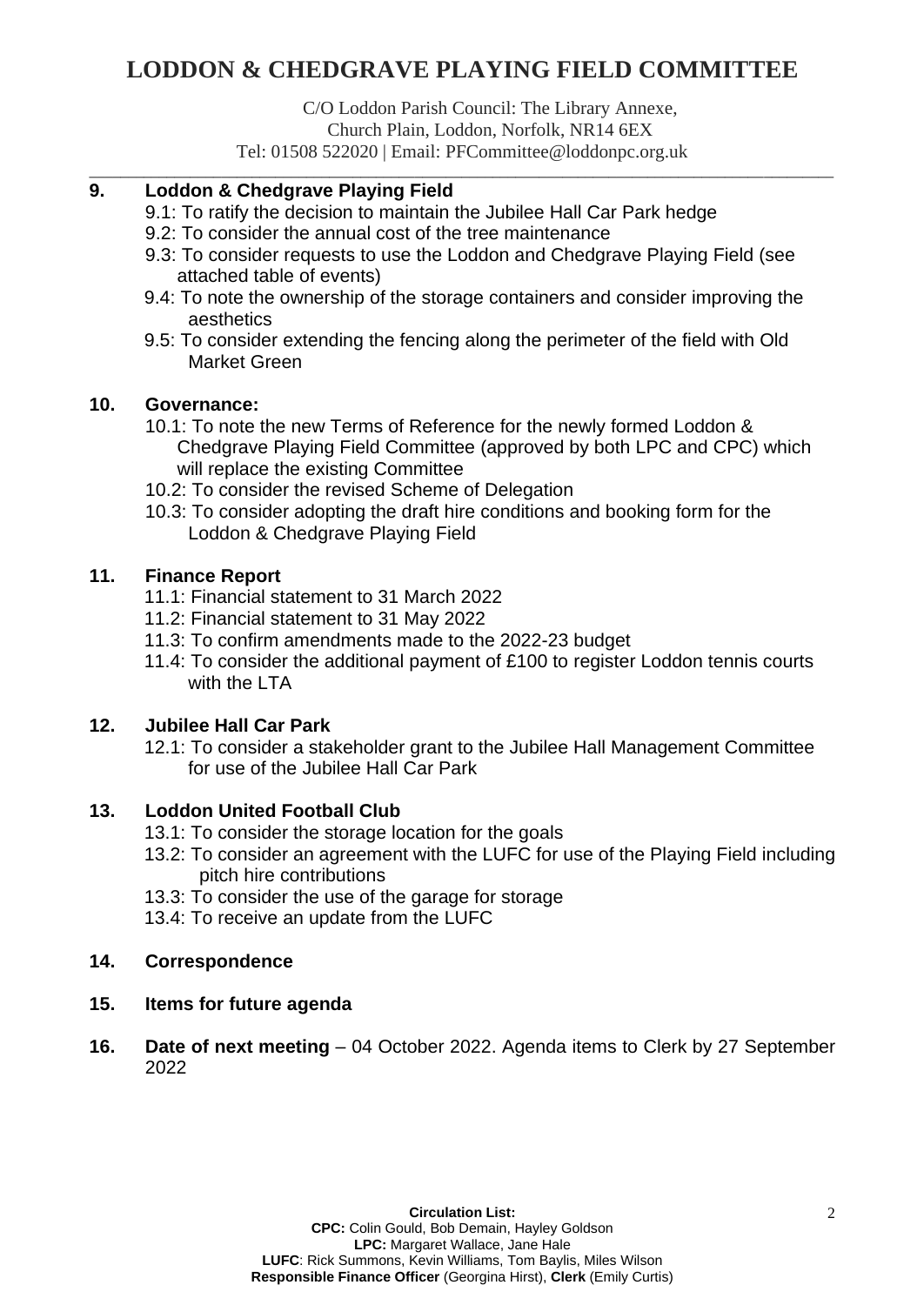# LODDON & CHEDGRAVE PLAYING FIELD COMMITTEE

C/O Loddon Parish Council: The Library Annexe,
Church Plain, Loddon, Norfolk, NR14 6EX
Tel: 01508 522020 | Email: PFCommittee@loddonpc.org.uk

---

**9. Loddon & Chedgrave Playing Field**

9.1: To ratify the decision to maintain the Jubilee Hall Car Park hedge
9.2: To consider the annual cost of the tree maintenance
9.3: To consider requests to use the Loddon and Chedgrave Playing Field (see attached table of events)
9.4: To note the ownership of the storage containers and consider improving the aesthetics
9.5: To consider extending the fencing along the perimeter of the field with Old Market Green

**10. Governance:**

10.1: To note the new Terms of Reference for the newly formed Loddon & Chedgrave Playing Field Committee (approved by both LPC and CPC) which will replace the existing Committee
10.2: To consider the revised Scheme of Delegation
10.3: To consider adopting the draft hire conditions and booking form for the Loddon & Chedgrave Playing Field

**11. Finance Report**

11.1: Financial statement to 31 March 2022
11.2: Financial statement to 31 May 2022
11.3: To confirm amendments made to the 2022-23 budget
11.4: To consider the additional payment of £100 to register Loddon tennis courts with the LTA

**12. Jubilee Hall Car Park**

12.1: To consider a stakeholder grant to the Jubilee Hall Management Committee for use of the Jubilee Hall Car Park

**13. Loddon United Football Club**

13.1: To consider the storage location for the goals
13.2: To consider an agreement with the LUFC for use of the Playing Field including pitch hire contributions
13.3: To consider the use of the garage for storage
13.4: To receive an update from the LUFC

**14. Correspondence**

**15. Items for future agenda**

**16. Date of next meeting** – 04 October 2022. Agenda items to Clerk by 27 September 2022

**Circulation List:**
**CPC:** Colin Gould, Bob Demain, Hayley Goldson
**LPC:** Margaret Wallace, Jane Hale
**LUFC**: Rick Summons, Kevin Williams, Tom Baylis, Miles Wilson
**Responsible Finance Officer** (Georgina Hirst), **Clerk** (Emily Curtis)